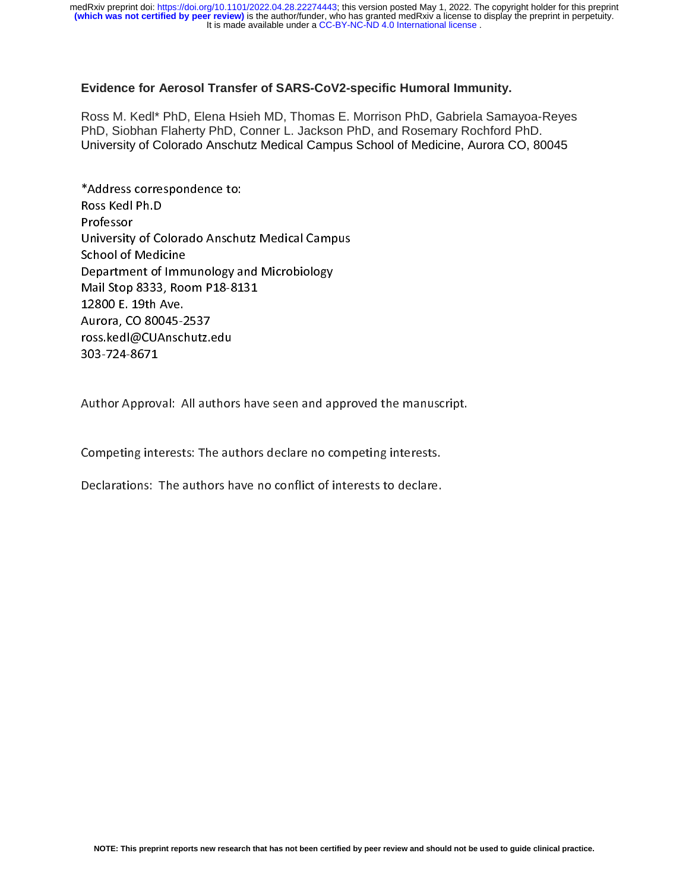# Evidence for Aerosol Transfer of SARS-CoV2-specific Humoral Immunity.

Ross M. Kedl* PhD, Elena Hsieh MD, Thomas E. Morrison PhD, Gabriela Samayoa-Reyes PhD, Siobhan Flaherty PhD, Conner L. Jackson PhD, and Rosemary Rochford PhD.
University of Colorado Anschutz Medical Campus School of Medicine, Aurora CO, 80045

*Address correspondence to:
Ross Kedl Ph.D
Professor
University of Colorado Anschutz Medical Campus
School of Medicine
Department of Immunology and Microbiology
Mail Stop 8333, Room P18-8131
12800 E. 19th Ave.
Aurora, CO 80045-2537
ross.kedl@CUAnschutz.edu
303-724-8671

Author Approval: All authors have seen and approved the manuscript.

Competing interests: The authors declare no competing interests.

Declarations: The authors have no conflict of interests to declare.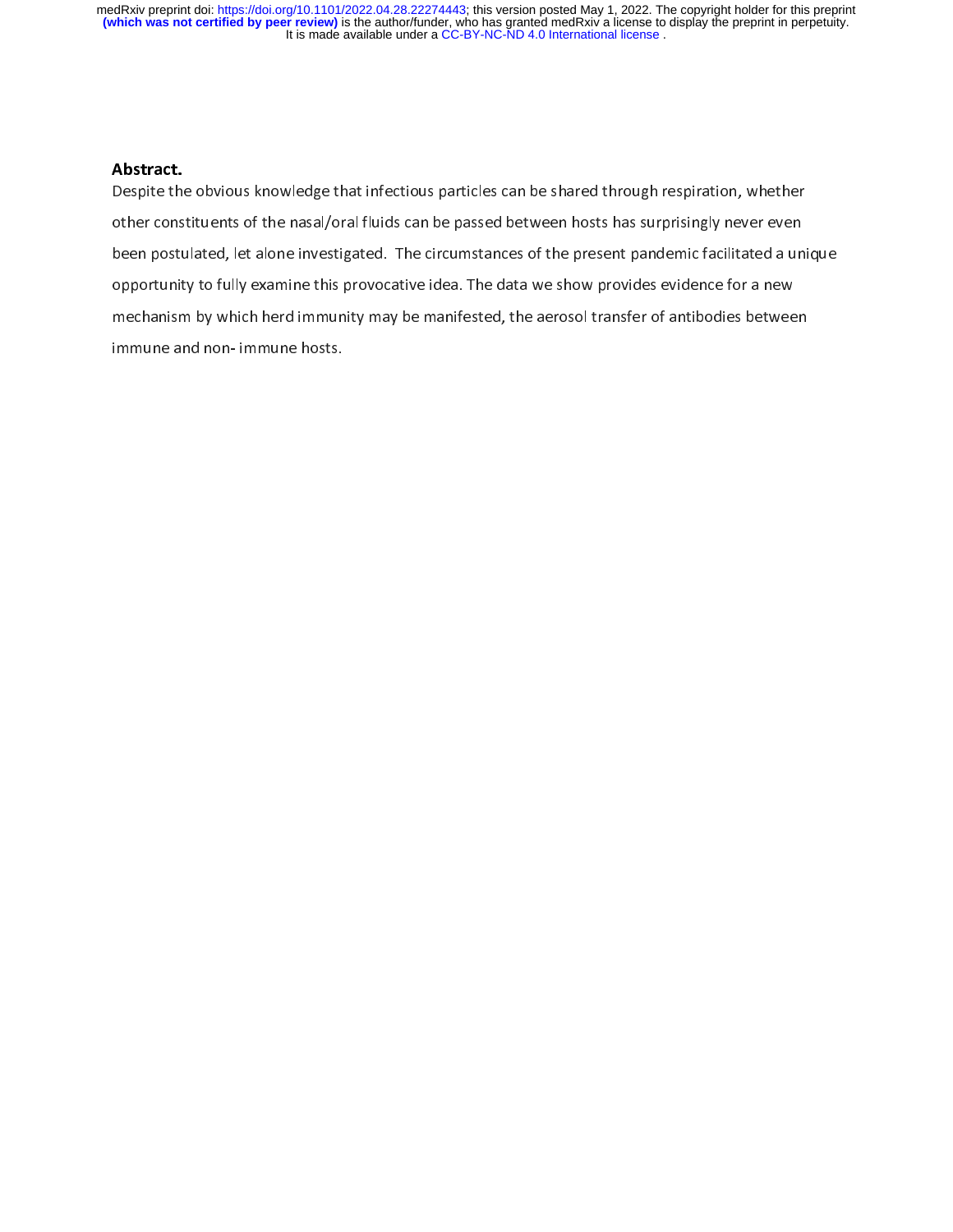## Abstract.

Despite the obvious knowledge that infectious particles can be shared through respiration, whether other constituents of the nasal/oral fluids can be passed between hosts has surprisingly never even been postulated, let alone investigated. The circumstances of the present pandemic facilitated a unique opportunity to fully examine this provocative idea. The data we show provides evidence for a new mechanism by which herd immunity may be manifested, the aerosol transfer of antibodies between immune and non- immune hosts.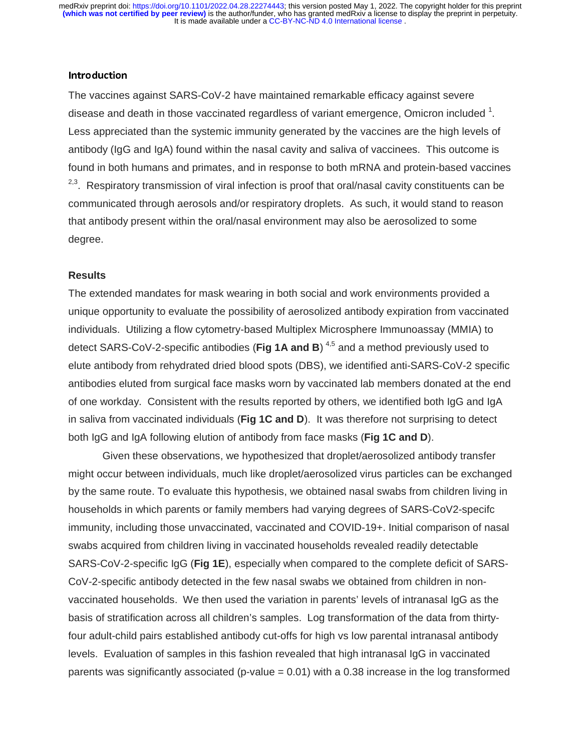## Introduction

The vaccines against SARS-CoV-2 have maintained remarkable efficacy against severe disease and death in those vaccinated regardless of variant emergence, Omicron included [1]. Less appreciated than the systemic immunity generated by the vaccines are the high levels of antibody (IgG and IgA) found within the nasal cavity and saliva of vaccinees. This outcome is found in both humans and primates, and in response to both mRNA and protein-based vaccines [2,3]. Respiratory transmission of viral infection is proof that oral/nasal cavity constituents can be communicated through aerosols and/or respiratory droplets. As such, it would stand to reason that antibody present within the oral/nasal environment may also be aerosolized to some degree.

## Results

The extended mandates for mask wearing in both social and work environments provided a unique opportunity to evaluate the possibility of aerosolized antibody expiration from vaccinated individuals. Utilizing a flow cytometry-based Multiplex Microsphere Immunoassay (MMIA) to detect SARS-CoV-2-specific antibodies (**Fig 1A and B**) [4,5] and a method previously used to elute antibody from rehydrated dried blood spots (DBS), we identified anti-SARS-CoV-2 specific antibodies eluted from surgical face masks worn by vaccinated lab members donated at the end of one workday. Consistent with the results reported by others, we identified both IgG and IgA in saliva from vaccinated individuals (**Fig 1C and D**). It was therefore not surprising to detect both IgG and IgA following elution of antibody from face masks (**Fig 1C and D**).

Given these observations, we hypothesized that droplet/aerosolized antibody transfer might occur between individuals, much like droplet/aerosolized virus particles can be exchanged by the same route. To evaluate this hypothesis, we obtained nasal swabs from children living in households in which parents or family members had varying degrees of SARS-CoV2-specifc immunity, including those unvaccinated, vaccinated and COVID-19+. Initial comparison of nasal swabs acquired from children living in vaccinated households revealed readily detectable SARS-CoV-2-specific IgG (**Fig 1E**), especially when compared to the complete deficit of SARS-CoV-2-specific antibody detected in the few nasal swabs we obtained from children in non-vaccinated households. We then used the variation in parents' levels of intranasal IgG as the basis of stratification across all children's samples. Log transformation of the data from thirty-four adult-child pairs established antibody cut-offs for high vs low parental intranasal antibody levels. Evaluation of samples in this fashion revealed that high intranasal IgG in vaccinated parents was significantly associated (p-value = 0.01) with a 0.38 increase in the log transformed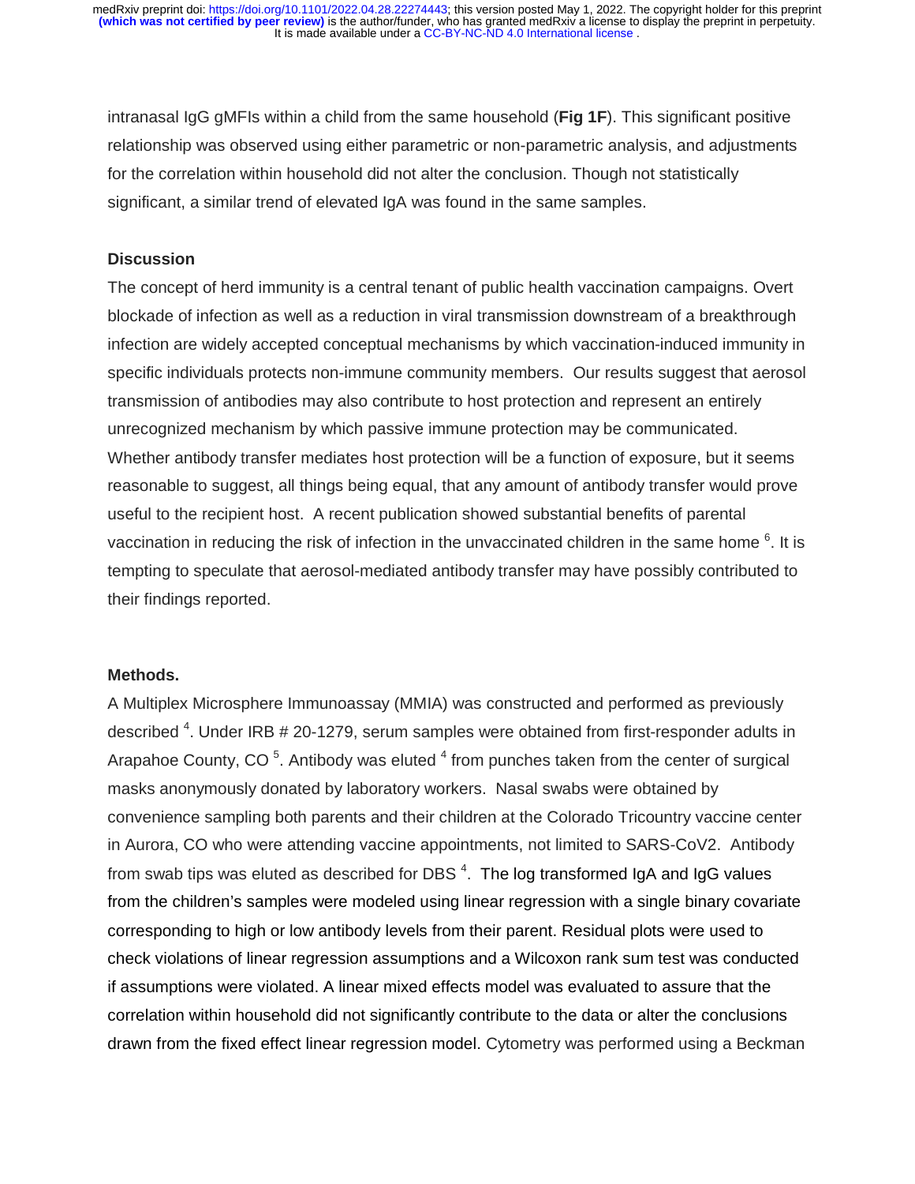intranasal IgG gMFIs within a child from the same household (**Fig 1F**). This significant positive relationship was observed using either parametric or non-parametric analysis, and adjustments for the correlation within household did not alter the conclusion. Though not statistically significant, a similar trend of elevated IgA was found in the same samples.

### Discussion

The concept of herd immunity is a central tenant of public health vaccination campaigns. Overt blockade of infection as well as a reduction in viral transmission downstream of a breakthrough infection are widely accepted conceptual mechanisms by which vaccination-induced immunity in specific individuals protects non-immune community members. Our results suggest that aerosol transmission of antibodies may also contribute to host protection and represent an entirely unrecognized mechanism by which passive immune protection may be communicated. Whether antibody transfer mediates host protection will be a function of exposure, but it seems reasonable to suggest, all things being equal, that any amount of antibody transfer would prove useful to the recipient host. A recent publication showed substantial benefits of parental vaccination in reducing the risk of infection in the unvaccinated children in the same home [6]. It is tempting to speculate that aerosol-mediated antibody transfer may have possibly contributed to their findings reported.

### Methods.

A Multiplex Microsphere Immunoassay (MMIA) was constructed and performed as previously described [4]. Under IRB # 20-1279, serum samples were obtained from first-responder adults in Arapahoe County, CO [5]. Antibody was eluted [4] from punches taken from the center of surgical masks anonymously donated by laboratory workers. Nasal swabs were obtained by convenience sampling both parents and their children at the Colorado Tricountry vaccine center in Aurora, CO who were attending vaccine appointments, not limited to SARS-CoV2. Antibody from swab tips was eluted as described for DBS [4]. The log transformed IgA and IgG values from the children's samples were modeled using linear regression with a single binary covariate corresponding to high or low antibody levels from their parent. Residual plots were used to check violations of linear regression assumptions and a Wilcoxon rank sum test was conducted if assumptions were violated. A linear mixed effects model was evaluated to assure that the correlation within household did not significantly contribute to the data or alter the conclusions drawn from the fixed effect linear regression model. Cytometry was performed using a Beckman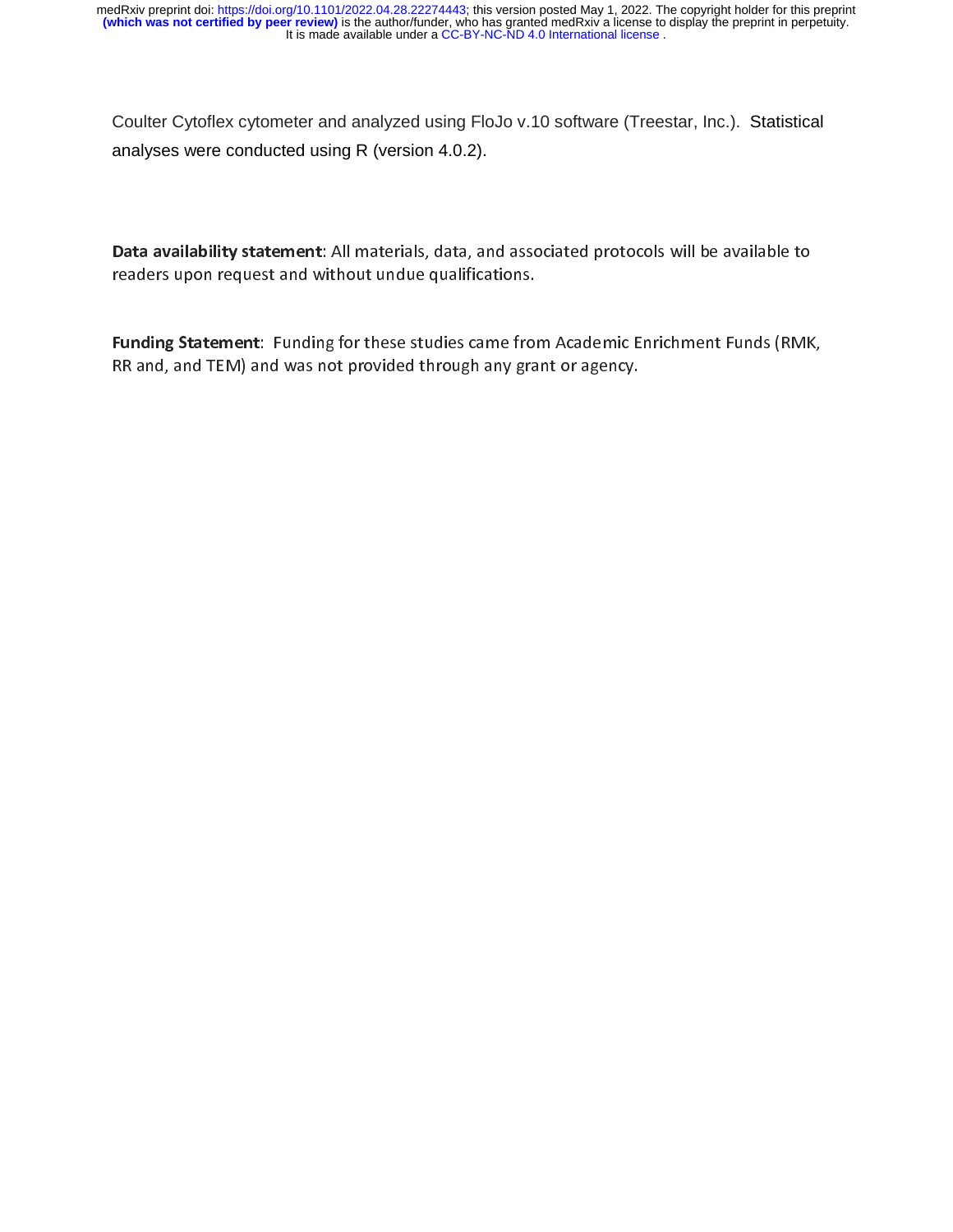Coulter Cytoflex cytometer and analyzed using FloJo v.10 software (Treestar, Inc.). Statistical analyses were conducted using R (version 4.0.2).

**Data availability statement**: All materials, data, and associated protocols will be available to readers upon request and without undue qualifications.

**Funding Statement**: Funding for these studies came from Academic Enrichment Funds (RMK, RR and, and TEM) and was not provided through any grant or agency.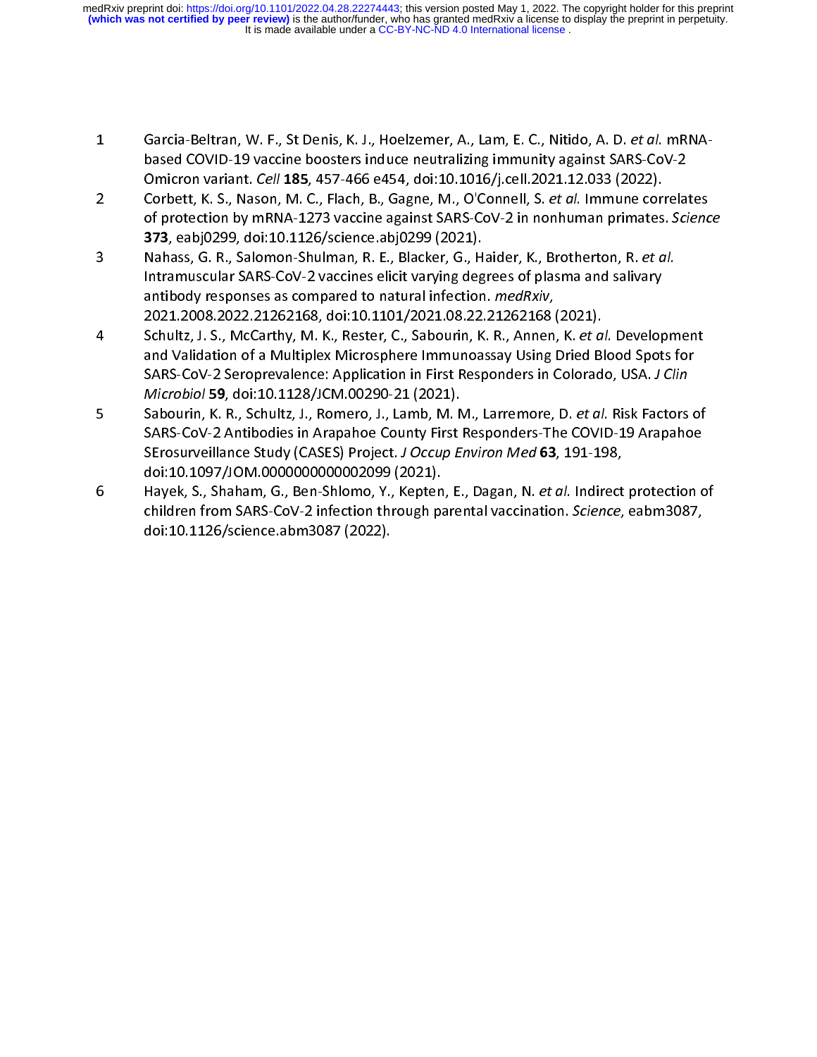1. Garcia-Beltran, W. F., St Denis, K. J., Hoelzemer, A., Lam, E. C., Nitido, A. D. *et al.* mRNA-based COVID-19 vaccine boosters induce neutralizing immunity against SARS-CoV-2 Omicron variant. *Cell* **185**, 457-466 e454, doi:10.1016/j.cell.2021.12.033 (2022).
2. Corbett, K. S., Nason, M. C., Flach, B., Gagne, M., O'Connell, S. *et al.* Immune correlates of protection by mRNA-1273 vaccine against SARS-CoV-2 in nonhuman primates. *Science* **373**, eabj0299, doi:10.1126/science.abj0299 (2021).
3. Nahass, G. R., Salomon-Shulman, R. E., Blacker, G., Haider, K., Brotherton, R. *et al.* Intramuscular SARS-CoV-2 vaccines elicit varying degrees of plasma and salivary antibody responses as compared to natural infection. *medRxiv*, 2021.2008.2022.21262168, doi:10.1101/2021.08.22.21262168 (2021).
4. Schultz, J. S., McCarthy, M. K., Rester, C., Sabourin, K. R., Annen, K. *et al.* Development and Validation of a Multiplex Microsphere Immunoassay Using Dried Blood Spots for SARS-CoV-2 Seroprevalence: Application in First Responders in Colorado, USA. *J Clin Microbiol* **59**, doi:10.1128/JCM.00290-21 (2021).
5. Sabourin, K. R., Schultz, J., Romero, J., Lamb, M. M., Larremore, D. *et al.* Risk Factors of SARS-CoV-2 Antibodies in Arapahoe County First Responders-The COVID-19 Arapahoe SErosurveillance Study (CASES) Project. *J Occup Environ Med* **63**, 191-198, doi:10.1097/JOM.0000000000002099 (2021).
6. Hayek, S., Shaham, G., Ben-Shlomo, Y., Kepten, E., Dagan, N. *et al.* Indirect protection of children from SARS-CoV-2 infection through parental vaccination. *Science*, eabm3087, doi:10.1126/science.abm3087 (2022).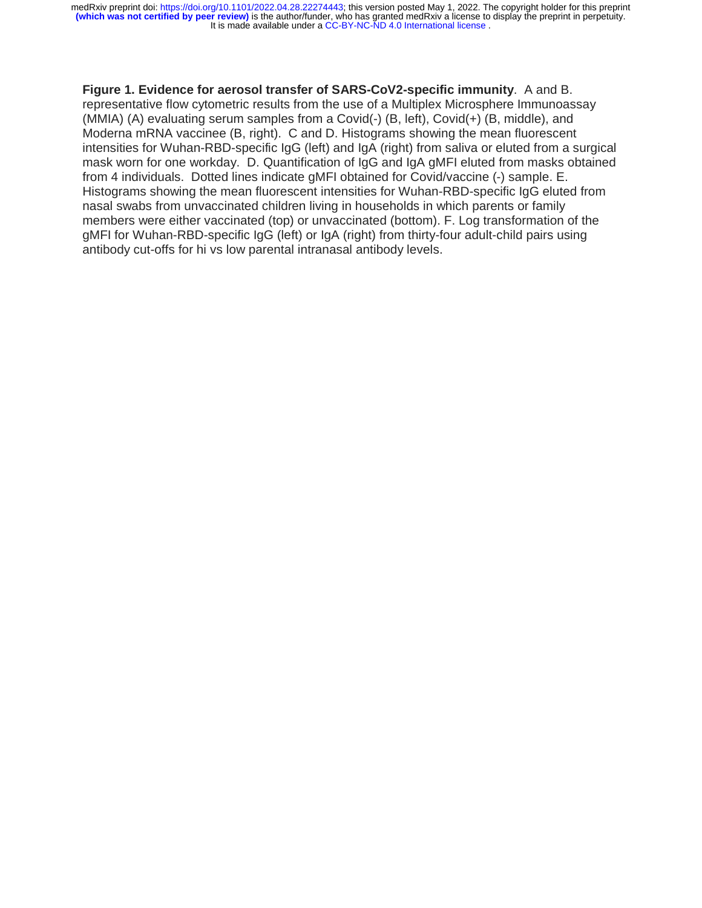**Figure 1. Evidence for aerosol transfer of SARS-CoV2-specific immunity**. A and B. representative flow cytometric results from the use of a Multiplex Microsphere Immunoassay (MMIA) (A) evaluating serum samples from a Covid(-) (B, left), Covid(+) (B, middle), and Moderna mRNA vaccinee (B, right). C and D. Histograms showing the mean fluorescent intensities for Wuhan-RBD-specific IgG (left) and IgA (right) from saliva or eluted from a surgical mask worn for one workday. D. Quantification of IgG and IgA gMFI eluted from masks obtained from 4 individuals. Dotted lines indicate gMFI obtained for Covid/vaccine (-) sample. E. Histograms showing the mean fluorescent intensities for Wuhan-RBD-specific IgG eluted from nasal swabs from unvaccinated children living in households in which parents or family members were either vaccinated (top) or unvaccinated (bottom). F. Log transformation of the gMFI for Wuhan-RBD-specific IgG (left) or IgA (right) from thirty-four adult-child pairs using antibody cut-offs for hi vs low parental intranasal antibody levels.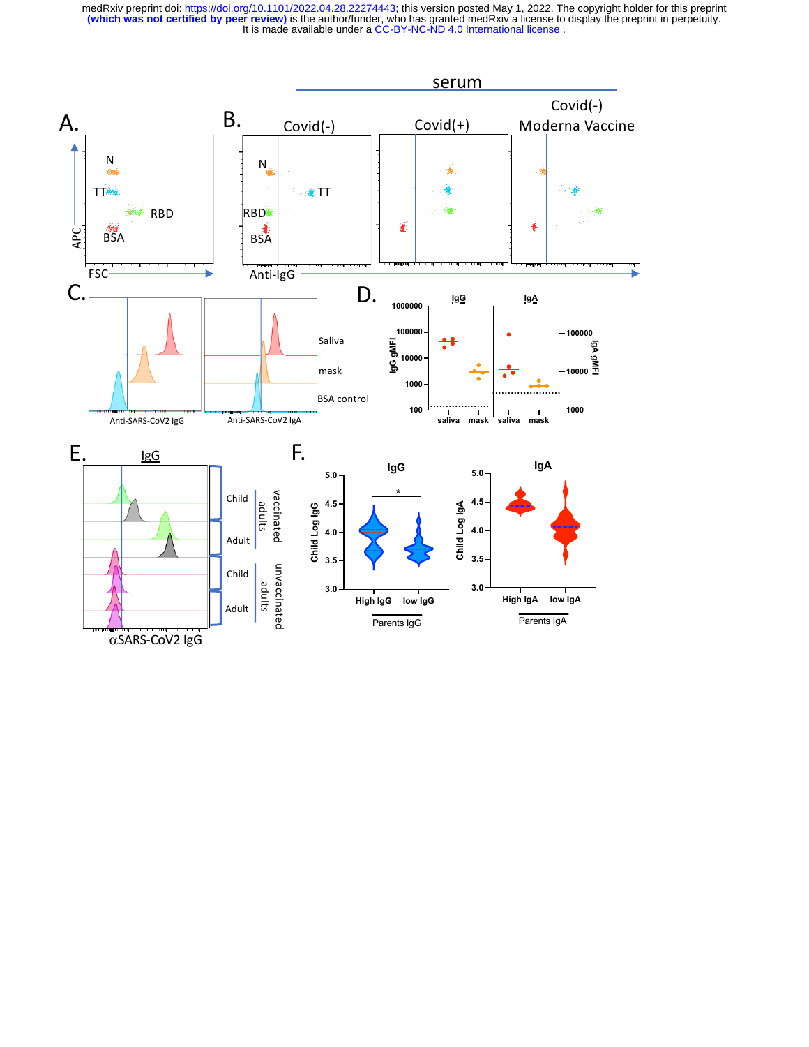serum

A.

N

TT

RBD

BSA

APC

FSC

B.

Covid(-)

Covid(+)

Covid(-)
Moderna Vaccine

N

TT

RBD

BSA

Anti-IgG

C.

Saliva

mask

BSA control

Anti-SARS-CoV2 IgG

Anti-SARS-CoV2 IgA

D.

IgG

IgA

IgG gMFI

IgA gMFI

1000000

100000

10000

1000

100

100000

10000

1000

saliva

mask

saliva

mask

E.

IgG

Child

Adult

Child

Adult

vaccinated adults

unvaccinated adults

αSARS-CoV2 IgG

F.

IgG

Child Log IgG

5.0

4.5

4.0

3.5

3.0

*

High IgG

low IgG

Parents IgG

IgA

Child Log IgA

5.0

4.5

4.0

3.5

3.0

High IgA

low IgA

Parents IgA